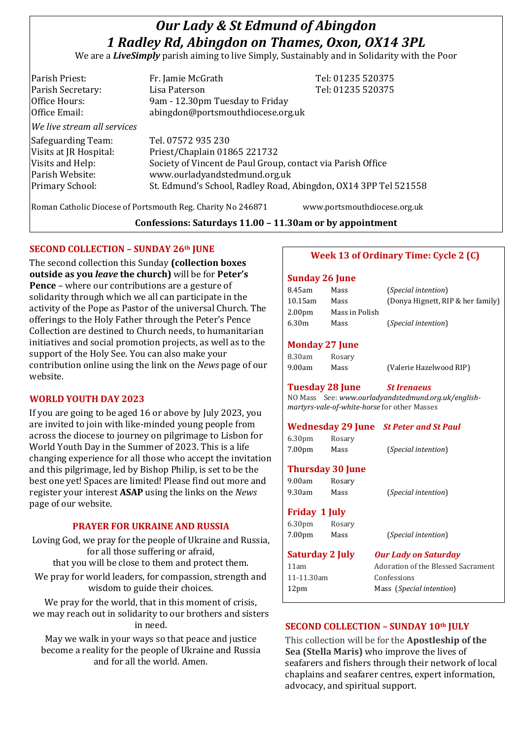# *Our Lady & St Edmund of Abingdon*
# *1 Radley Rd, Abingdon on Thames, Oxon, OX14 3PL*

We are a ***LiveSimply*** parish aiming to live Simply, Sustainably and in Solidarity with the Poor

| | | |
|---|---|---|
| Parish Priest: | Fr. Jamie McGrath | Tel: 01235 520375 |
| Parish Secretary: | Lisa Paterson | Tel: 01235 520375 |
| Office Hours: | 9am - 12.30pm Tuesday to Friday | |
| Office Email: | abingdon@portsmouthdiocese.org.uk | |

*We live stream all services*

| | |
|---|---|
| Safeguarding Team: | Tel. 07572 935 230 |
| Visits at JR Hospital: | Priest/Chaplain 01865 221732 |
| Visits and Help: | Society of Vincent de Paul Group, contact via Parish Office |
| Parish Website: | www.ourladyandstedmund.org.uk |
| Primary School: | St. Edmund's School, Radley Road, Abingdon, OX14 3PP Tel 521558 |

Roman Catholic Diocese of Portsmouth Reg. Charity No 246871 www.portsmouthdiocese.org.uk

**Confessions: Saturdays 11.00 – 11.30am or by appointment**

## SECOND COLLECTION – SUNDAY 26th JUNE

The second collection this Sunday **(collection boxes outside as you *leave* the church)** will be for **Peter's Pence** – where our contributions are a gesture of solidarity through which we all can participate in the activity of the Pope as Pastor of the universal Church. The offerings to the Holy Father through the Peter's Pence Collection are destined to Church needs, to humanitarian initiatives and social promotion projects, as well as to the support of the Holy See. You can also make your contribution online using the link on the *News* page of our website.

## WORLD YOUTH DAY 2023

If you are going to be aged 16 or above by July 2023, you are invited to join with like-minded young people from across the diocese to journey on pilgrimage to Lisbon for World Youth Day in the Summer of 2023. This is a life changing experience for all those who accept the invitation and this pilgrimage, led by Bishop Philip, is set to be the best one yet! Spaces are limited! Please find out more and register your interest **ASAP** using the links on the *News* page of our website.

## PRAYER FOR UKRAINE AND RUSSIA

Loving God, we pray for the people of Ukraine and Russia, for all those suffering or afraid,
that you will be close to them and protect them.

We pray for world leaders, for compassion, strength and wisdom to guide their choices.

We pray for the world, that in this moment of crisis, we may reach out in solidarity to our brothers and sisters in need.

May we walk in your ways so that peace and justice become a reality for the people of Ukraine and Russia and for all the world. Amen.

## Week 13 of Ordinary Time: Cycle 2 (C)

### Sunday 26 June

| | | |
|---|---|---|
| 8.45am | Mass | (*Special intention*) |
| 10.15am | Mass | (Donya Hignett, RIP & her family) |
| 2.00pm | Mass in Polish | |
| 6.30m | Mass | (*Special intention*) |

### Monday 27 June

| | | |
|---|---|---|
| 8.30am | Rosary | |
| 9.00am | Mass | (Valerie Hazelwood RIP) |

### Tuesday 28 June — *St Irenaeus*

NO Mass See: *www.ourladyandstedmund.org.uk/english-martyrs-vale-of-white-horse* for other Masses

### Wednesday 29 June — *St Peter and St Paul*

| | | |
|---|---|---|
| 6.30pm | Rosary | |
| 7.00pm | Mass | (*Special intention*) |

### Thursday 30 June

| | | |
|---|---|---|
| 9.00am | Rosary | |
| 9.30am | Mass | (*Special intention*) |

### Friday 1 July

| | | |
|---|---|---|
| 6.30pm | Rosary | |
| 7.00pm | Mass | (*Special intention*) |

### Saturday 2 July — *Our Lady on Saturday*

| | |
|---|---|
| 11am | Adoration of the Blessed Sacrament |
| 11-11.30am | Confessions |
| 12pm | Mass (*Special intention*) |

## SECOND COLLECTION – SUNDAY 10th JULY

This collection will be for the **Apostleship of the Sea (Stella Maris)** who improve the lives of seafarers and fishers through their network of local chaplains and seafarer centres, expert information, advocacy, and spiritual support.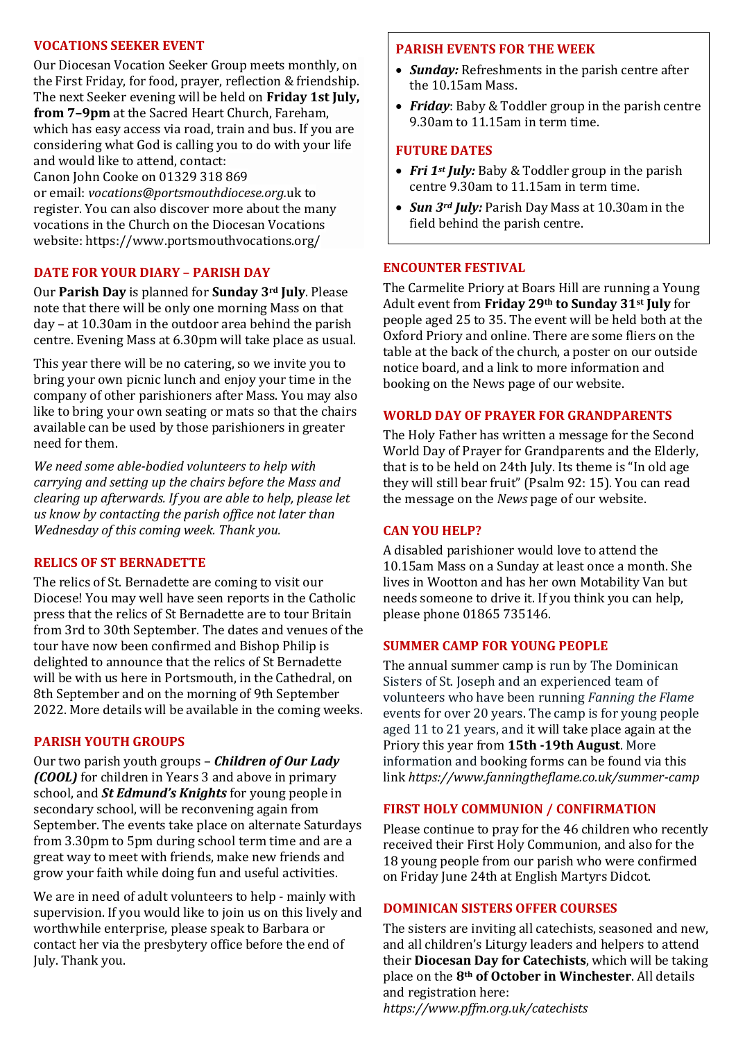## VOCATIONS SEEKER EVENT

Our Diocesan Vocation Seeker Group meets monthly, on the First Friday, for food, prayer, reflection & friendship. The next Seeker evening will be held on **Friday 1st July, from 7–9pm** at the Sacred Heart Church, Fareham, which has easy access via road, train and bus. If you are considering what God is calling you to do with your life and would like to attend, contact:
Canon John Cooke on 01329 318 869
or email: *vocations@portsmouthdiocese.org*.uk to register. You can also discover more about the many vocations in the Church on the Diocesan Vocations website: https://www.portsmouthvocations.org/

## DATE FOR YOUR DIARY – PARISH DAY

Our **Parish Day** is planned for **Sunday 3rd July**. Please note that there will be only one morning Mass on that day – at 10.30am in the outdoor area behind the parish centre. Evening Mass at 6.30pm will take place as usual.

This year there will be no catering, so we invite you to bring your own picnic lunch and enjoy your time in the company of other parishioners after Mass. You may also like to bring your own seating or mats so that the chairs available can be used by those parishioners in greater need for them.

*We need some able-bodied volunteers to help with carrying and setting up the chairs before the Mass and clearing up afterwards. If you are able to help, please let us know by contacting the parish office not later than Wednesday of this coming week. Thank you.*

## RELICS OF ST BERNADETTE

The relics of St. Bernadette are coming to visit our Diocese! You may well have seen reports in the Catholic press that the relics of St Bernadette are to tour Britain from 3rd to 30th September. The dates and venues of the tour have now been confirmed and Bishop Philip is delighted to announce that the relics of St Bernadette will be with us here in Portsmouth, in the Cathedral, on 8th September and on the morning of 9th September 2022. More details will be available in the coming weeks.

## PARISH YOUTH GROUPS

Our two parish youth groups – ***Children of Our Lady (COOL)*** for children in Years 3 and above in primary school, and ***St Edmund's Knights*** for young people in secondary school, will be reconvening again from September. The events take place on alternate Saturdays from 3.30pm to 5pm during school term time and are a great way to meet with friends, make new friends and grow your faith while doing fun and useful activities.

We are in need of adult volunteers to help - mainly with supervision. If you would like to join us on this lively and worthwhile enterprise, please speak to Barbara or contact her via the presbytery office before the end of July. Thank you.

## PARISH EVENTS FOR THE WEEK

- ***Sunday:*** Refreshments in the parish centre after the 10.15am Mass.
- ***Friday***: Baby & Toddler group in the parish centre 9.30am to 11.15am in term time.

## FUTURE DATES

- ***Fri 1st July:*** Baby & Toddler group in the parish centre 9.30am to 11.15am in term time.
- ***Sun 3rd July:*** Parish Day Mass at 10.30am in the field behind the parish centre.

## ENCOUNTER FESTIVAL

The Carmelite Priory at Boars Hill are running a Young Adult event from **Friday 29th to Sunday 31st July** for people aged 25 to 35. The event will be held both at the Oxford Priory and online. There are some fliers on the table at the back of the church, a poster on our outside notice board, and a link to more information and booking on the News page of our website.

## WORLD DAY OF PRAYER FOR GRANDPARENTS

The Holy Father has written a message for the Second World Day of Prayer for Grandparents and the Elderly, that is to be held on 24th July. Its theme is "In old age they will still bear fruit" (Psalm 92: 15). You can read the message on the *News* page of our website.

## CAN YOU HELP?

A disabled parishioner would love to attend the 10.15am Mass on a Sunday at least once a month. She lives in Wootton and has her own Motability Van but needs someone to drive it. If you think you can help, please phone 01865 735146.

## SUMMER CAMP FOR YOUNG PEOPLE

The annual summer camp is run by The Dominican Sisters of St. Joseph and an experienced team of volunteers who have been running *Fanning the Flame* events for over 20 years. The camp is for young people aged 11 to 21 years, and it will take place again at the Priory this year from **15th -19th August**. More information and booking forms can be found via this link *https://www.fanningtheflame.co.uk/summer-camp*

## FIRST HOLY COMMUNION / CONFIRMATION

Please continue to pray for the 46 children who recently received their First Holy Communion, and also for the 18 young people from our parish who were confirmed on Friday June 24th at English Martyrs Didcot.

## DOMINICAN SISTERS OFFER COURSES

The sisters are inviting all catechists, seasoned and new, and all children's Liturgy leaders and helpers to attend their **Diocesan Day for Catechists**, which will be taking place on the **8th of October in Winchester**. All details and registration here:
*https://www.pffm.org.uk/catechists*